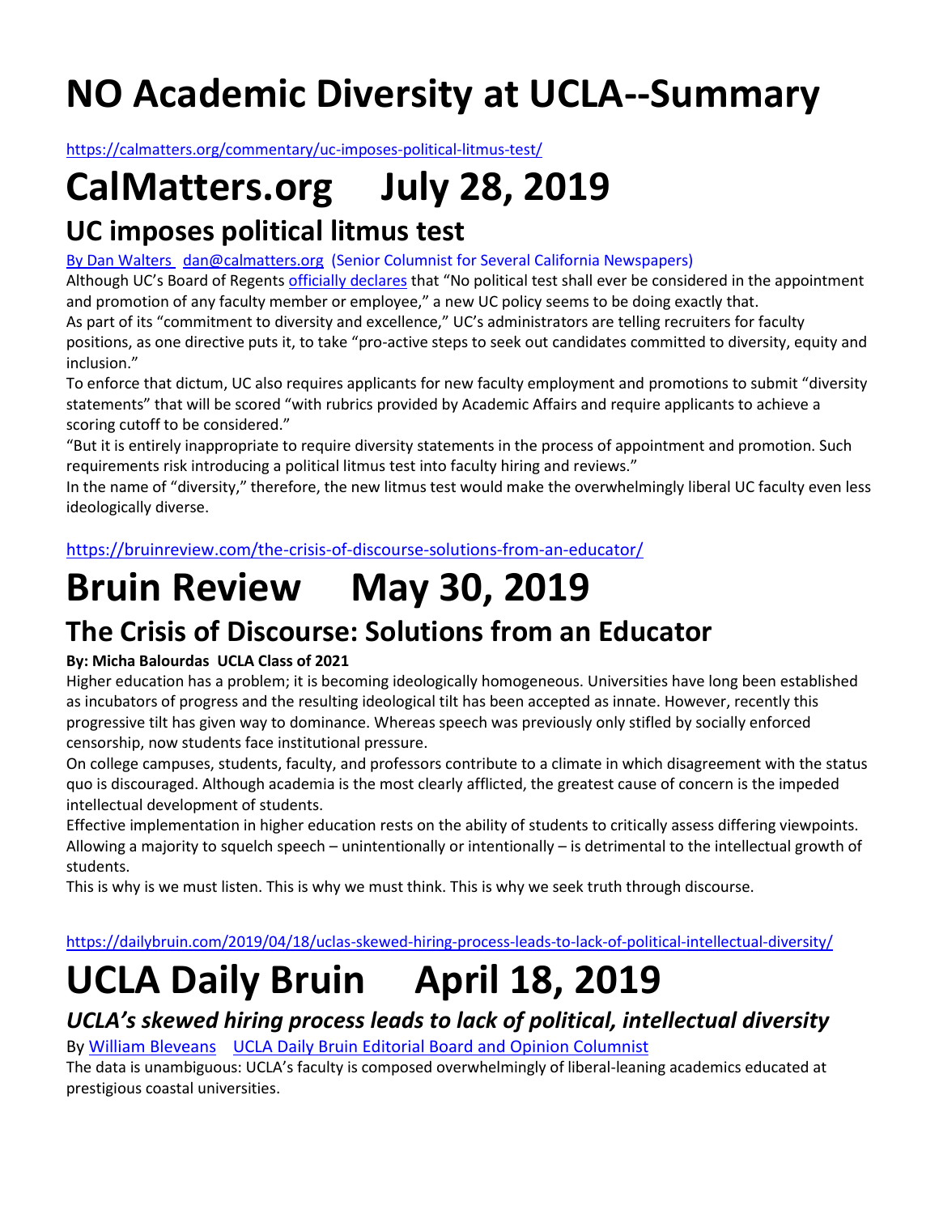# NO Academic Diversity at UCLA--Summary

https://calmatters.org/commentary/uc-imposes-political-litmus-test/

# CalMatters.org July 28, 2019

## UC imposes political litmus test

By Dan Walters dan@calmatters.org (Senior Columnist for Several California Newspapers)

Although UC's Board of Regents officially declares that "No political test shall ever be considered in the appointment and promotion of any faculty member or employee," a new UC policy seems to be doing exactly that.

As part of its "commitment to diversity and excellence," UC's administrators are telling recruiters for faculty positions, as one directive puts it, to take "pro-active steps to seek out candidates committed to diversity, equity and inclusion."

To enforce that dictum, UC also requires applicants for new faculty employment and promotions to submit "diversity statements" that will be scored "with rubrics provided by Academic Affairs and require applicants to achieve a scoring cutoff to be considered."

"But it is entirely inappropriate to require diversity statements in the process of appointment and promotion. Such requirements risk introducing a political litmus test into faculty hiring and reviews."

In the name of "diversity," therefore, the new litmus test would make the overwhelmingly liberal UC faculty even less ideologically diverse.

https://bruinreview.com/the-crisis-of-discourse-solutions-from-an-educator/

# Bruin Review May 30, 2019

## The Crisis of Discourse: Solutions from an Educator

**By: Micha Balourdas UCLA Class of 2021**

Higher education has a problem; it is becoming ideologically homogeneous. Universities have long been established as incubators of progress and the resulting ideological tilt has been accepted as innate. However, recently this progressive tilt has given way to dominance. Whereas speech was previously only stifled by socially enforced censorship, now students face institutional pressure.

On college campuses, students, faculty, and professors contribute to a climate in which disagreement with the status quo is discouraged. Although academia is the most clearly afflicted, the greatest cause of concern is the impeded intellectual development of students.

Effective implementation in higher education rests on the ability of students to critically assess differing viewpoints. Allowing a majority to squelch speech – unintentionally or intentionally – is detrimental to the intellectual growth of students.

This is why is we must listen. This is why we must think. This is why we seek truth through discourse.

https://dailybruin.com/2019/04/18/uclas-skewed-hiring-process-leads-to-lack-of-political-intellectual-diversity/

# UCLA Daily Bruin April 18, 2019

## *UCLA's skewed hiring process leads to lack of political, intellectual diversity*

By William Bleveans UCLA Daily Bruin Editorial Board and Opinion Columnist

The data is unambiguous: UCLA's faculty is composed overwhelmingly of liberal-leaning academics educated at prestigious coastal universities.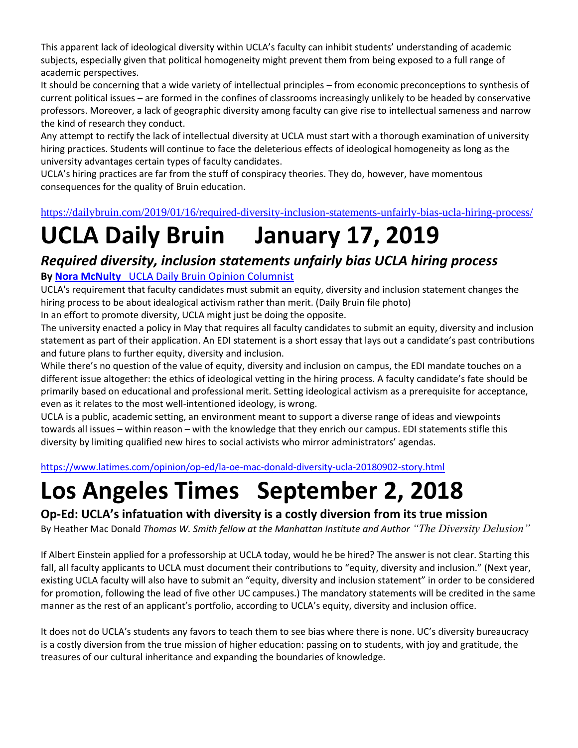This apparent lack of ideological diversity within UCLA's faculty can inhibit students' understanding of academic subjects, especially given that political homogeneity might prevent them from being exposed to a full range of academic perspectives.

It should be concerning that a wide variety of intellectual principles – from economic preconceptions to synthesis of current political issues – are formed in the confines of classrooms increasingly unlikely to be headed by conservative professors. Moreover, a lack of geographic diversity among faculty can give rise to intellectual sameness and narrow the kind of research they conduct.

Any attempt to rectify the lack of intellectual diversity at UCLA must start with a thorough examination of university hiring practices. Students will continue to face the deleterious effects of ideological homogeneity as long as the university advantages certain types of faculty candidates.

UCLA's hiring practices are far from the stuff of conspiracy theories. They do, however, have momentous consequences for the quality of Bruin education.

https://dailybruin.com/2019/01/16/required-diversity-inclusion-statements-unfairly-bias-ucla-hiring-process/

# UCLA Daily Bruin January 17, 2019

### *Required diversity, inclusion statements unfairly bias UCLA hiring process*

**By Nora McNulty** UCLA Daily Bruin Opinion Columnist

UCLA's requirement that faculty candidates must submit an equity, diversity and inclusion statement changes the hiring process to be about idealogical activism rather than merit. (Daily Bruin file photo)

In an effort to promote diversity, UCLA might just be doing the opposite.

The university enacted a policy in May that requires all faculty candidates to submit an equity, diversity and inclusion statement as part of their application. An EDI statement is a short essay that lays out a candidate's past contributions and future plans to further equity, diversity and inclusion.

While there's no question of the value of equity, diversity and inclusion on campus, the EDI mandate touches on a different issue altogether: the ethics of ideological vetting in the hiring process. A faculty candidate's fate should be primarily based on educational and professional merit. Setting ideological activism as a prerequisite for acceptance, even as it relates to the most well-intentioned ideology, is wrong.

UCLA is a public, academic setting, an environment meant to support a diverse range of ideas and viewpoints towards all issues – within reason – with the knowledge that they enrich our campus. EDI statements stifle this diversity by limiting qualified new hires to social activists who mirror administrators' agendas.

https://www.latimes.com/opinion/op-ed/la-oe-mac-donald-diversity-ucla-20180902-story.html

# Los Angeles Times September 2, 2018

### Op-Ed: UCLA's infatuation with diversity is a costly diversion from its true mission

By Heather Mac Donald *Thomas W. Smith fellow at the Manhattan Institute and Author "The Diversity Delusion"*

If Albert Einstein applied for a professorship at UCLA today, would he be hired? The answer is not clear. Starting this fall, all faculty applicants to UCLA must document their contributions to "equity, diversity and inclusion." (Next year, existing UCLA faculty will also have to submit an "equity, diversity and inclusion statement" in order to be considered for promotion, following the lead of five other UC campuses.) The mandatory statements will be credited in the same manner as the rest of an applicant's portfolio, according to UCLA's equity, diversity and inclusion office.

It does not do UCLA's students any favors to teach them to see bias where there is none. UC's diversity bureaucracy is a costly diversion from the true mission of higher education: passing on to students, with joy and gratitude, the treasures of our cultural inheritance and expanding the boundaries of knowledge.